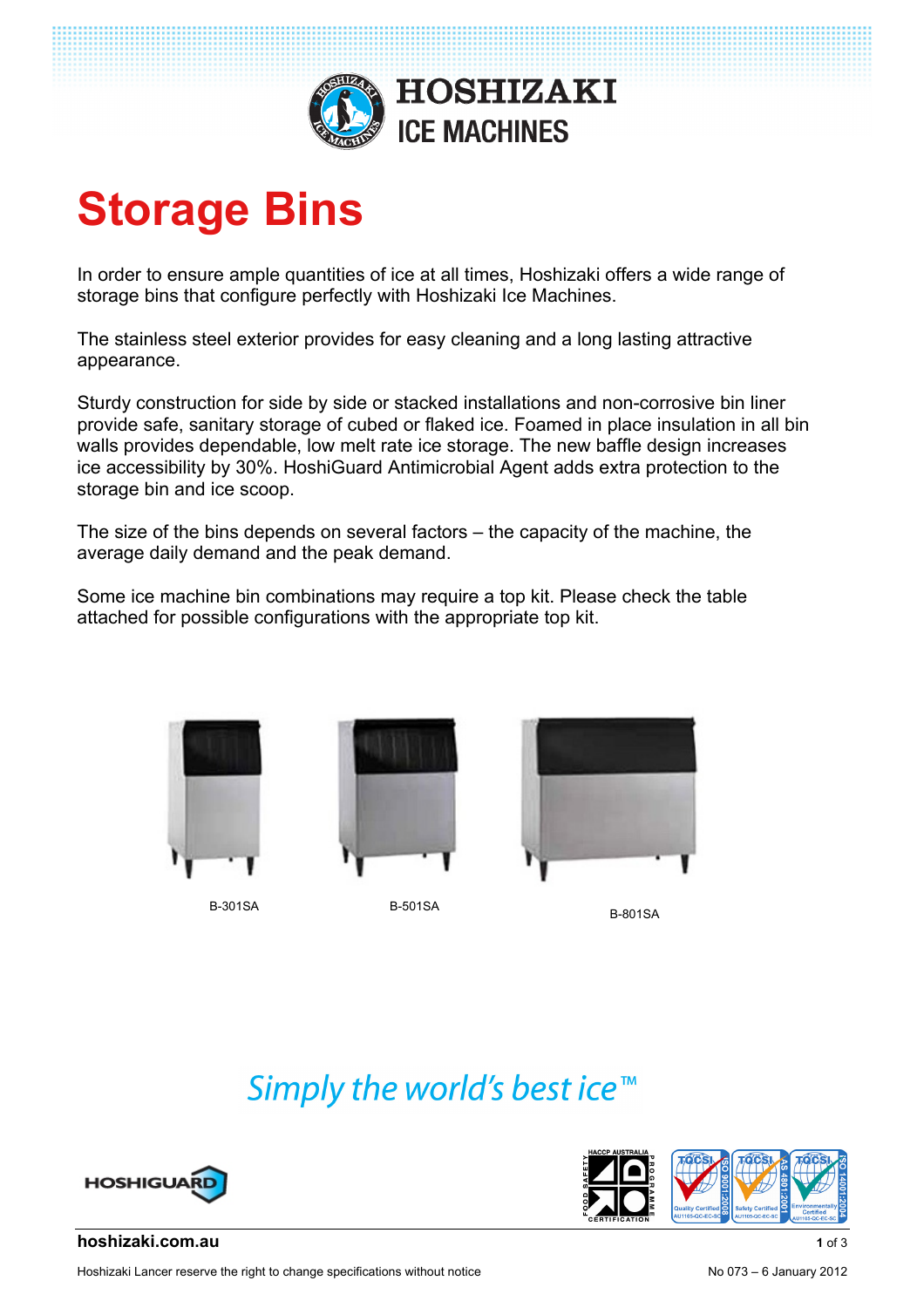HOSHIZAKI ICE MACHINES

# Storage Bins

In order to ensure ample quantities of ice at all times, Hoshizaki offers a wide range of storage bins that configure perfectly with Hoshizaki Ice Machines.

The stainless steel exterior provides for easy cleaning and a long lasting attractive appearance.

Sturdy construction for side by side or stacked installations and non-corrosive bin liner provide safe, sanitary storage of cubed or flaked ice. Foamed in place insulation in all bin walls provides dependable, low melt rate ice storage. The new baffle design increases ice accessibility by 30%. HoshiGuard Antimicrobial Agent adds extra protection to the storage bin and ice scoop.

The size of the bins depends on several factors – the capacity of the machine, the average daily demand and the peak demand.

Some ice machine bin combinations may require a top kit. Please check the table attached for possible configurations with the appropriate top kit.

B-301SA

B-501SA

B-801SA

*Simply the world's best ice™*

HOSHIGUARD

hoshizaki.com.au

Hoshizaki Lancer reserve the right to change specifications without notice

No 073 – 6 January 2012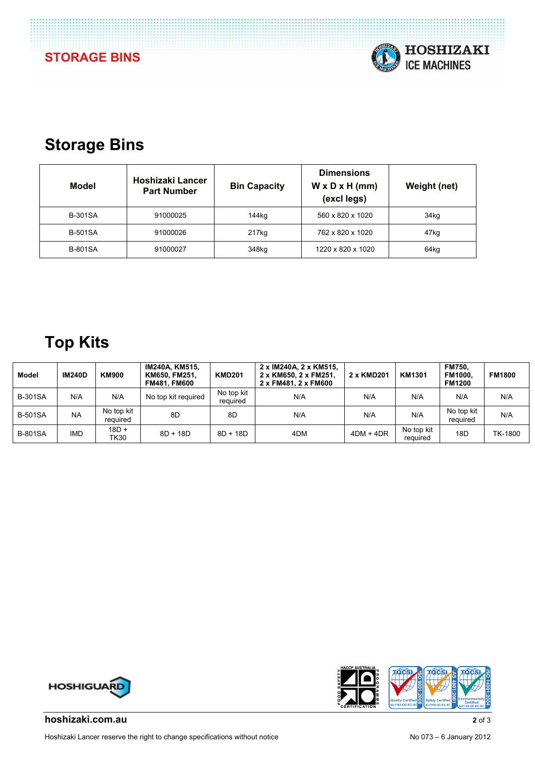# Storage Bins

| Model | Hoshizaki Lancer Part Number | Bin Capacity | Dimensions W x D x H (mm) (excl legs) | Weight (net) |
|---|---|---|---|---|
| B-301SA | 91000025 | 144kg | 560 x 820 x 1020 | 34kg |
| B-501SA | 91000026 | 217kg | 762 x 820 x 1020 | 47kg |
| B-801SA | 91000027 | 348kg | 1220 x 820 x 1020 | 64kg |

# Top Kits

| Model | IM240D | KM900 | IM240A, KM515, KM650, FM251, FM481, FM600 | KMD201 | 2 x IM240A, 2 x KM515, 2 x KM650, 2 x FM251, 2 x FM481, 2 x FM600 | 2 x KMD201 | KM1301 | FM750, FM1000, FM1200 | FM1800 |
|---|---|---|---|---|---|---|---|---|---|
| B-301SA | N/A | N/A | No top kit required | No top kit required | N/A | N/A | N/A | N/A | N/A |
| B-501SA | NA | No top kit required | 8D | 8D | N/A | N/A | N/A | No top kit required | N/A |
| B-801SA | IMD | 18D + TK30 | 8D + 18D | 8D + 18D | 4DM | 4DM + 4DR | No top kit required | 18D | TK-1800 |

hoshizaki.com.au

Hoshizaki Lancer reserve the right to change specifications without notice

No 073 – 6 January 2012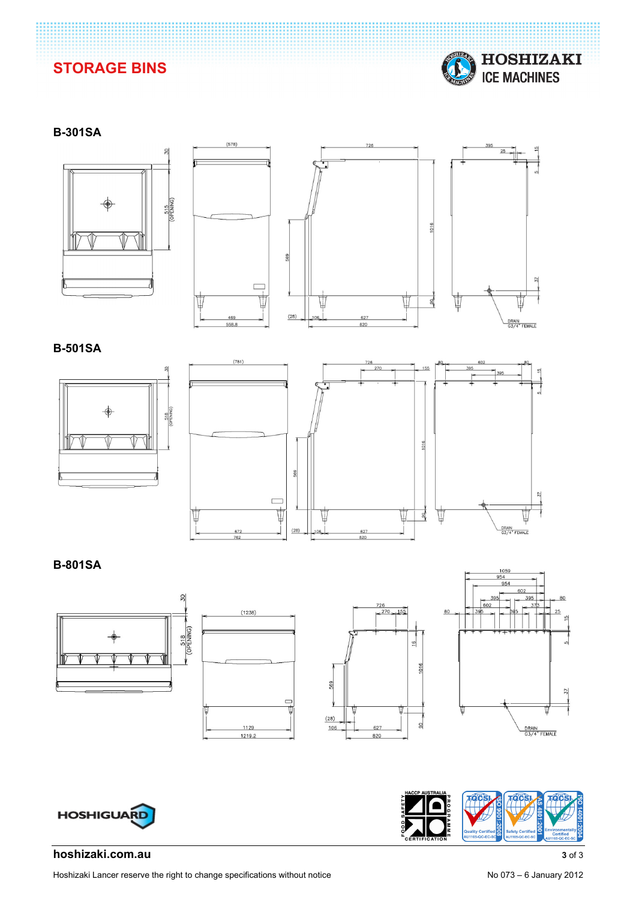# STORAGE BINS

HOSHIZAKI ICE MACHINES

## B-301SA

30
515 (OPENING)
(578)
469
558.8
726
569
1016
(28)
106
627
820
90
395
25
15
5
37
DRAIN G3/4" FEMALE

## B-501SA

30
518 (OPENING)
(781)
672
762
728
270
155
569
1016
(28)
106
627
820
90
80
802
80
395
395
15
5
37
DRAIN G3/4" FEMALE

## B-801SA

30
518 (OPENING)
(1238)
1129
1219.2
726
270
155
16
569
1016
(28)
106
627
820
90
1059
954
954
602
395
395
80
602
373
80
395
395
25
15
5
37
DRAIN G3/4" FEMALE

HOSHIGUARD

HACCP AUSTRALIA FOOD SAFETY PROGRAMME CERTIFICATION

TQCSI ISO 9001:2008 Quality Certified AU1165-QC-EC-SC

TQCSI AS 4801:2001 Safety Certified AU1165-QC-EC-SC

TQCSI ISO 14001:2004 Environmentally Certified AU1165-QC-EC-SC

**hoshizaki.com.au**

Hoshizaki Lancer reserve the right to change specifications without notice

No 073 – 6 January 2012